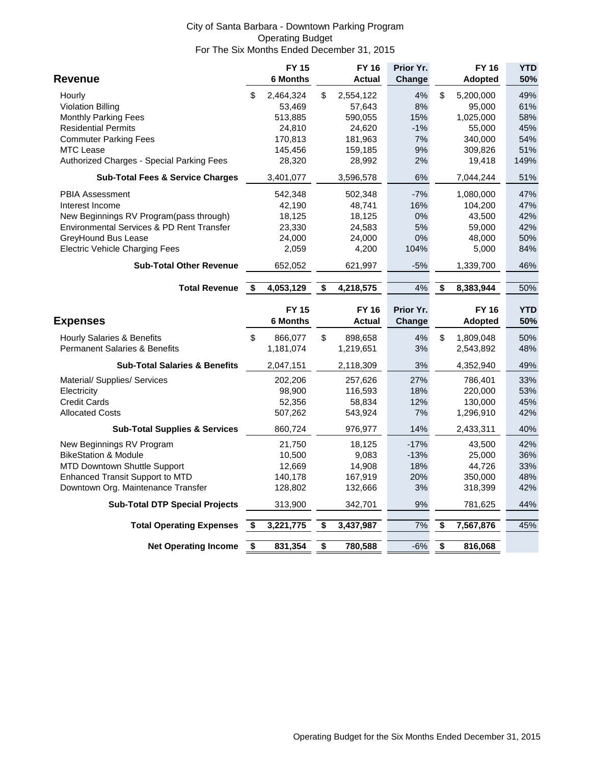City of Santa Barbara - Downtown Parking Program
Operating Budget
For The Six Months Ended December 31, 2015

| Revenue | FY 15 6 Months | FY 16 Actual | Prior Yr. Change | FY 16 Adopted | YTD 50% |
|---|---|---|---|---|---|
| Hourly | $ 2,464,324 | $ 2,554,122 | 4% | $ 5,200,000 | 49% |
| Violation Billing | 53,469 | 57,643 | 8% | 95,000 | 61% |
| Monthly Parking Fees | 513,885 | 590,055 | 15% | 1,025,000 | 58% |
| Residential Permits | 24,810 | 24,620 | -1% | 55,000 | 45% |
| Commuter Parking Fees | 170,813 | 181,963 | 7% | 340,000 | 54% |
| MTC Lease | 145,456 | 159,185 | 9% | 309,826 | 51% |
| Authorized Charges - Special Parking Fees | 28,320 | 28,992 | 2% | 19,418 | 149% |
| **Sub-Total Fees & Service Charges** | 3,401,077 | 3,596,578 | 6% | 7,044,244 | 51% |
| PBIA Assessment | 542,348 | 502,348 | -7% | 1,080,000 | 47% |
| Interest Income | 42,190 | 48,741 | 16% | 104,200 | 47% |
| New Beginnings RV Program(pass through) | 18,125 | 18,125 | 0% | 43,500 | 42% |
| Environmental Services & PD Rent Transfer | 23,330 | 24,583 | 5% | 59,000 | 42% |
| GreyHound Bus Lease | 24,000 | 24,000 | 0% | 48,000 | 50% |
| Electric Vehicle Charging Fees | 2,059 | 4,200 | 104% | 5,000 | 84% |
| **Sub-Total Other Revenue** | 652,052 | 621,997 | -5% | 1,339,700 | 46% |
| **Total Revenue** | **$ 4,053,129** | **$ 4,218,575** | 4% | **$ 8,383,944** | 50% |

| Expenses | FY 15 6 Months | FY 16 Actual | Prior Yr. Change | FY 16 Adopted | YTD 50% |
|---|---|---|---|---|---|
| Hourly Salaries & Benefits | $ 866,077 | $ 898,658 | 4% | $ 1,809,048 | 50% |
| Permanent Salaries & Benefits | 1,181,074 | 1,219,651 | 3% | 2,543,892 | 48% |
| **Sub-Total Salaries & Benefits** | 2,047,151 | 2,118,309 | 3% | 4,352,940 | 49% |
| Material/ Supplies/ Services | 202,206 | 257,626 | 27% | 786,401 | 33% |
| Electricity | 98,900 | 116,593 | 18% | 220,000 | 53% |
| Credit Cards | 52,356 | 58,834 | 12% | 130,000 | 45% |
| Allocated Costs | 507,262 | 543,924 | 7% | 1,296,910 | 42% |
| **Sub-Total Supplies & Services** | 860,724 | 976,977 | 14% | 2,433,311 | 40% |
| New Beginnings RV Program | 21,750 | 18,125 | -17% | 43,500 | 42% |
| BikeStation & Module | 10,500 | 9,083 | -13% | 25,000 | 36% |
| MTD Downtown Shuttle Support | 12,669 | 14,908 | 18% | 44,726 | 33% |
| Enhanced Transit Support to MTD | 140,178 | 167,919 | 20% | 350,000 | 48% |
| Downtown Org. Maintenance Transfer | 128,802 | 132,666 | 3% | 318,399 | 42% |
| **Sub-Total DTP Special Projects** | 313,900 | 342,701 | 9% | 781,625 | 44% |
| **Total Operating Expenses** | **$ 3,221,775** | **$ 3,437,987** | 7% | **$ 7,567,876** | 45% |
| **Net Operating Income** | **$ 831,354** | **$ 780,588** | -6% | **$ 816,068** | |

Operating Budget for the Six Months Ended December 31, 2015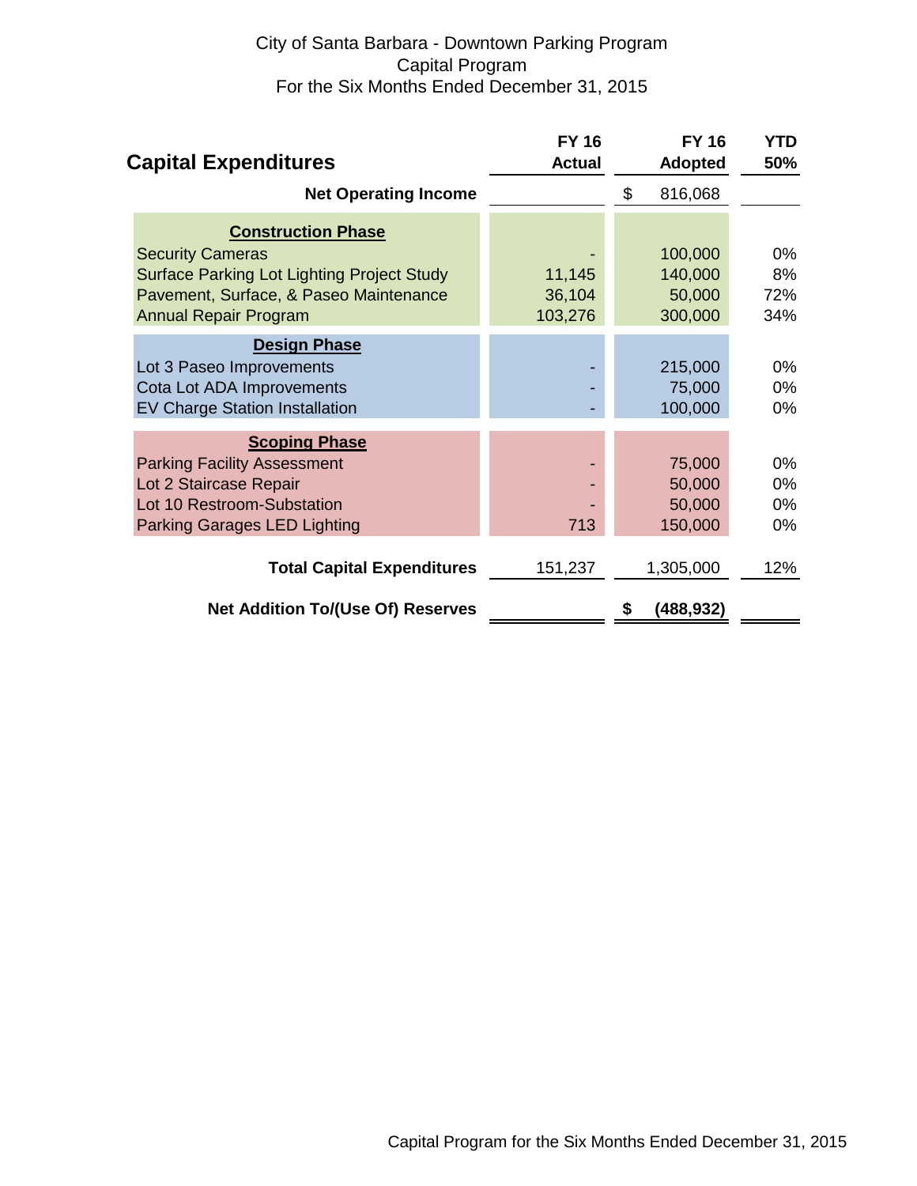City of Santa Barbara - Downtown Parking Program
Capital Program
For the Six Months Ended December 31, 2015

| Capital Expenditures | FY 16 Actual | FY 16 Adopted | YTD 50% |
|---|---|---|---|
| **Net Operating Income** | | $ 816,068 | |
| **Construction Phase** | | | |
| Security Cameras | - | 100,000 | 0% |
| Surface Parking Lot Lighting Project Study | 11,145 | 140,000 | 8% |
| Pavement, Surface, & Paseo Maintenance | 36,104 | 50,000 | 72% |
| Annual Repair Program | 103,276 | 300,000 | 34% |
| **Design Phase** | | | |
| Lot 3 Paseo Improvements | - | 215,000 | 0% |
| Cota Lot ADA Improvements | - | 75,000 | 0% |
| EV Charge Station Installation | - | 100,000 | 0% |
| **Scoping Phase** | | | |
| Parking Facility Assessment | - | 75,000 | 0% |
| Lot 2 Staircase Repair | - | 50,000 | 0% |
| Lot 10 Restroom-Substation | - | 50,000 | 0% |
| Parking Garages LED Lighting | 713 | 150,000 | 0% |
| **Total Capital Expenditures** | 151,237 | 1,305,000 | 12% |
| **Net Addition To/(Use Of) Reserves** | | **$ (488,932)** | |